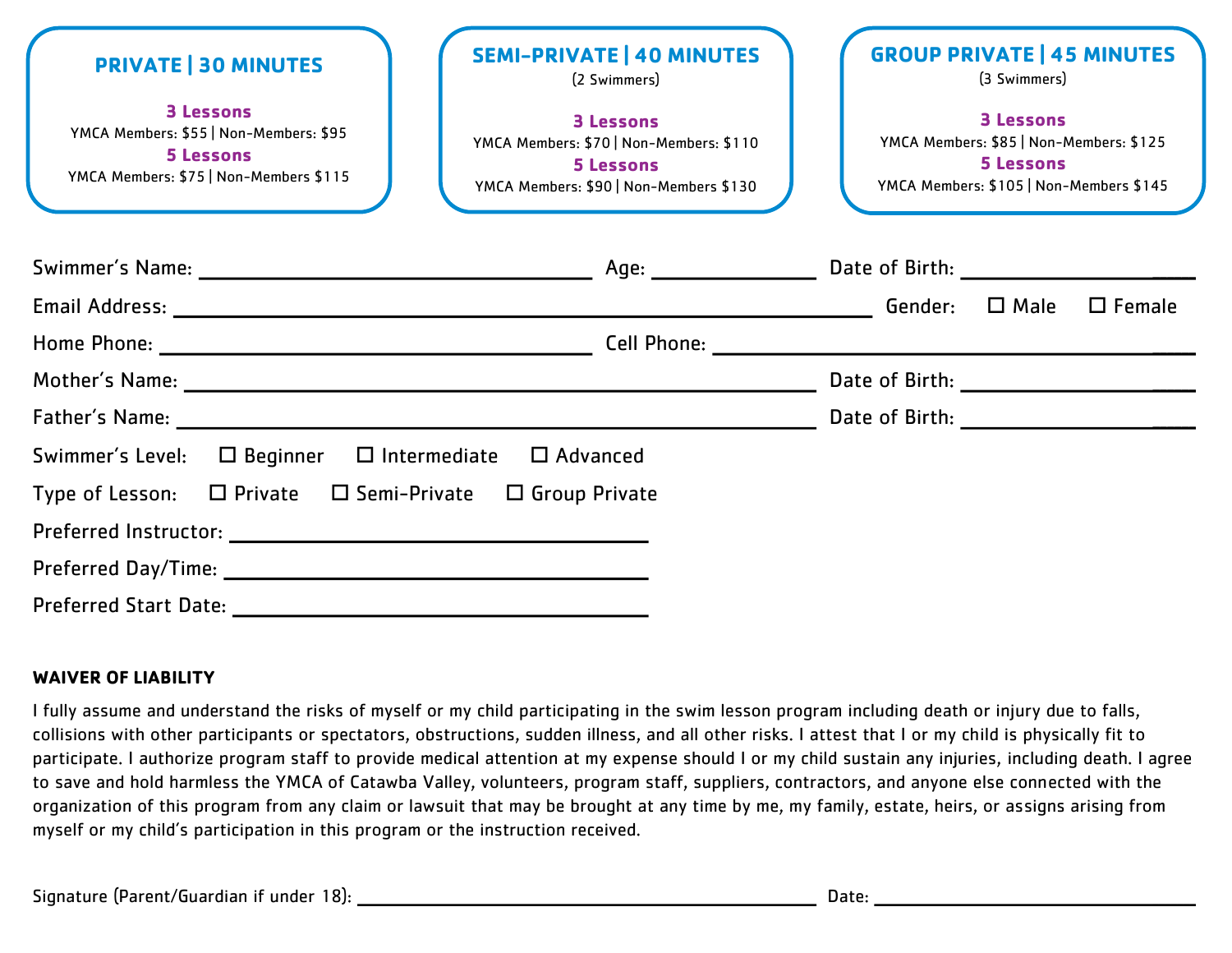## PRIVATE | 30 MINUTES

**3 Lessons**
YMCA Members: $55 | Non-Members: $95

**5 Lessons**
YMCA Members: $75 | Non-Members $115

## SEMI-PRIVATE | 40 MINUTES

(2 Swimmers)

**3 Lessons**
YMCA Members: $70 | Non-Members: $110

**5 Lessons**
YMCA Members: $90 | Non-Members $130

## GROUP PRIVATE | 45 MINUTES

(3 Swimmers)

**3 Lessons**
YMCA Members: $85 | Non-Members: $125

**5 Lessons**
YMCA Members: $105 | Non-Members $145

Swimmer's Name: ______________________ Age: __________ Date of Birth: ______________

Email Address: ______________________________________ Gender: ☐ Male ☐ Female

Home Phone: ______________________ Cell Phone: ______________________

Mother's Name: ______________________________ Date of Birth: ______________

Father's Name: ______________________________ Date of Birth: ______________

Swimmer's Level: ☐ Beginner ☐ Intermediate ☐ Advanced

Type of Lesson: ☐ Private ☐ Semi-Private ☐ Group Private

Preferred Instructor: ______________________

Preferred Day/Time: ______________________

Preferred Start Date: ______________________

**WAIVER OF LIABILITY**

I fully assume and understand the risks of myself or my child participating in the swim lesson program including death or injury due to falls, collisions with other participants or spectators, obstructions, sudden illness, and all other risks. I attest that I or my child is physically fit to participate. I authorize program staff to provide medical attention at my expense should I or my child sustain any injuries, including death. I agree to save and hold harmless the YMCA of Catawba Valley, volunteers, program staff, suppliers, contractors, and anyone else connected with the organization of this program from any claim or lawsuit that may be brought at any time by me, my family, estate, heirs, or assigns arising from myself or my child's participation in this program or the instruction received.

Signature (Parent/Guardian if under 18): ______________________________ Date: ______________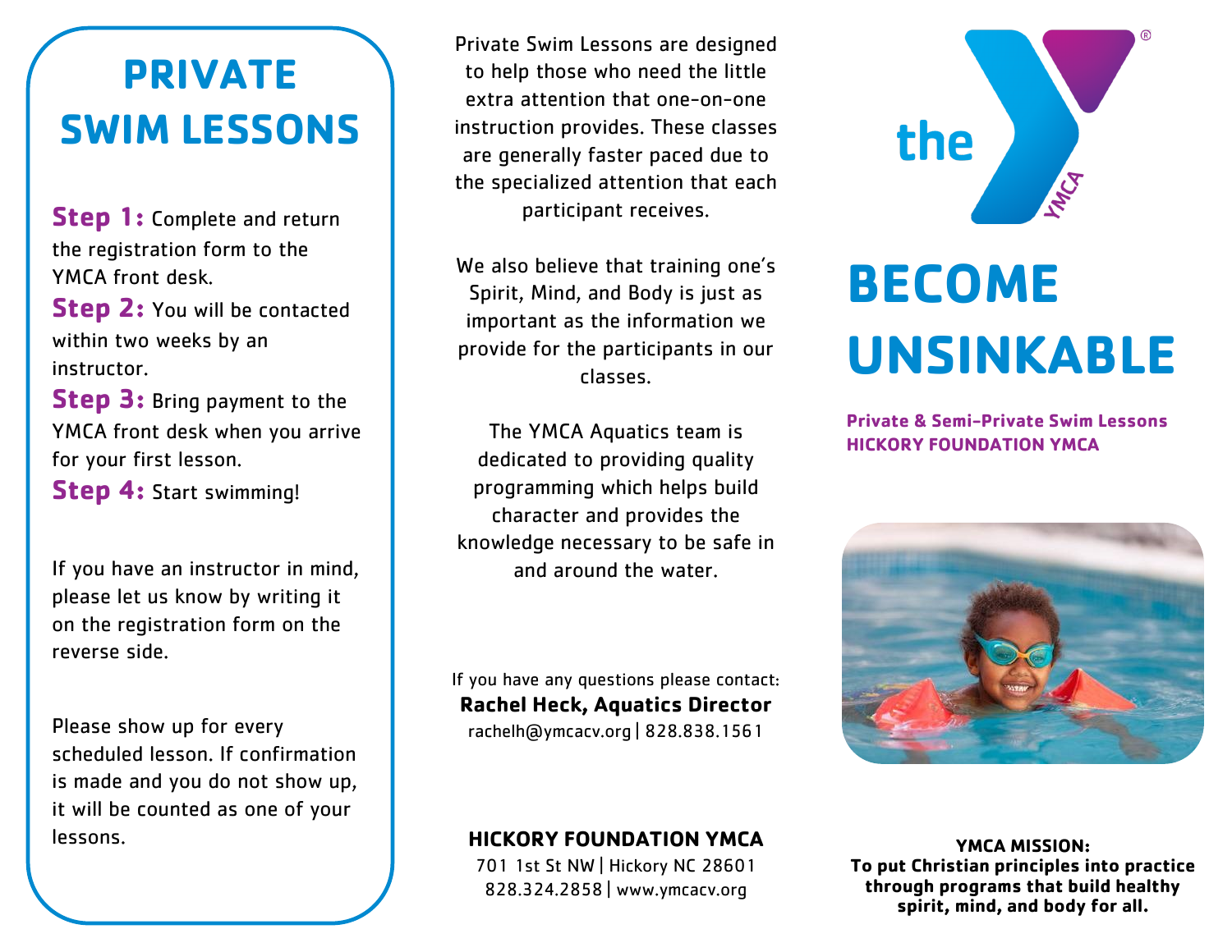# PRIVATE SWIM LESSONS

**Step 1:** Complete and return the registration form to the YMCA front desk.

**Step 2:** You will be contacted within two weeks by an instructor.

**Step 3:** Bring payment to the YMCA front desk when you arrive for your first lesson.

**Step 4:** Start swimming!

If you have an instructor in mind, please let us know by writing it on the registration form on the reverse side.

Please show up for every scheduled lesson. If confirmation is made and you do not show up, it will be counted as one of your lessons.

Private Swim Lessons are designed to help those who need the little extra attention that one-on-one instruction provides. These classes are generally faster paced due to the specialized attention that each participant receives.

We also believe that training one's Spirit, Mind, and Body is just as important as the information we provide for the participants in our classes.

The YMCA Aquatics team is dedicated to providing quality programming which helps build character and provides the knowledge necessary to be safe in and around the water.

If you have any questions please contact:
**Rachel Heck, Aquatics Director**
rachelh@ymcacv.org | 828.838.1561

**HICKORY FOUNDATION YMCA**
701 1st St NW | Hickory NC 28601
828.324.2858 | www.ymcacv.org

the YMCA

# BECOME UNSINKABLE

**Private & Semi-Private Swim Lessons**
**HICKORY FOUNDATION YMCA**

**YMCA MISSION:**
**To put Christian principles into practice through programs that build healthy spirit, mind, and body for all.**